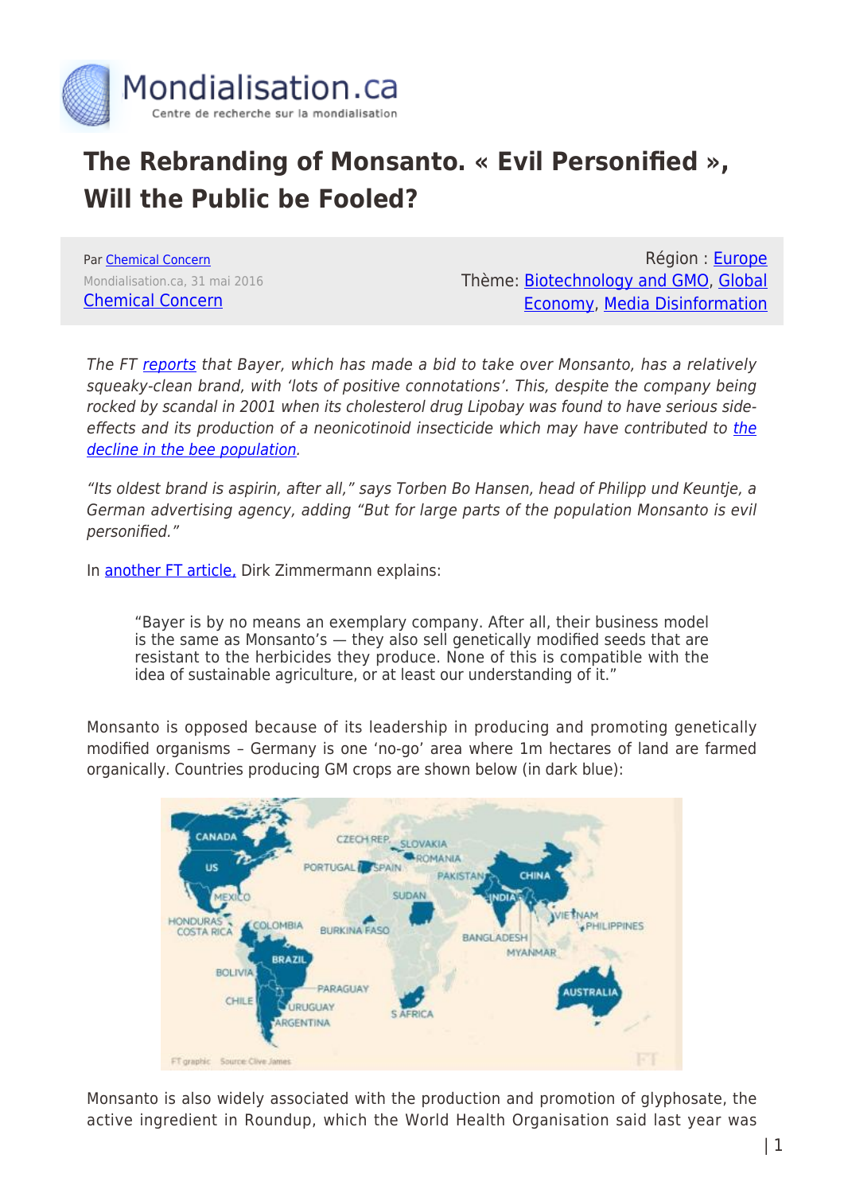# The Rebranding of Monsanto. « Evil Personified », Will the Public be Fooled?

Par Chemical Concern
Mondialisation.ca, 31 mai 2016
Chemical Concern

Région : Europe
Thème: Biotechnology and GMO, Global Economy, Media Disinformation

*The FT reports that Bayer, which has made a bid to take over Monsanto, has a relatively squeaky-clean brand, with 'lots of positive connotations'. This, despite the company being rocked by scandal in 2001 when its cholesterol drug Lipobay was found to have serious side-effects and its production of a neonicotinoid insecticide which may have contributed to the decline in the bee population.*

*"Its oldest brand is aspirin, after all," says Torben Bo Hansen, head of Philipp und Keuntje, a German advertising agency, adding "But for large parts of the population Monsanto is evil personified."*

In another FT article, Dirk Zimmermann explains:

> "Bayer is by no means an exemplary company. After all, their business model is the same as Monsanto's — they also sell genetically modified seeds that are resistant to the herbicides they produce. None of this is compatible with the idea of sustainable agriculture, or at least our understanding of it."

Monsanto is opposed because of its leadership in producing and promoting genetically modified organisms – Germany is one 'no-go' area where 1m hectares of land are farmed organically. Countries producing GM crops are shown below (in dark blue):

FT graphic Source: Clive James

Monsanto is also widely associated with the production and promotion of glyphosate, the active ingredient in Roundup, which the World Health Organisation said last year was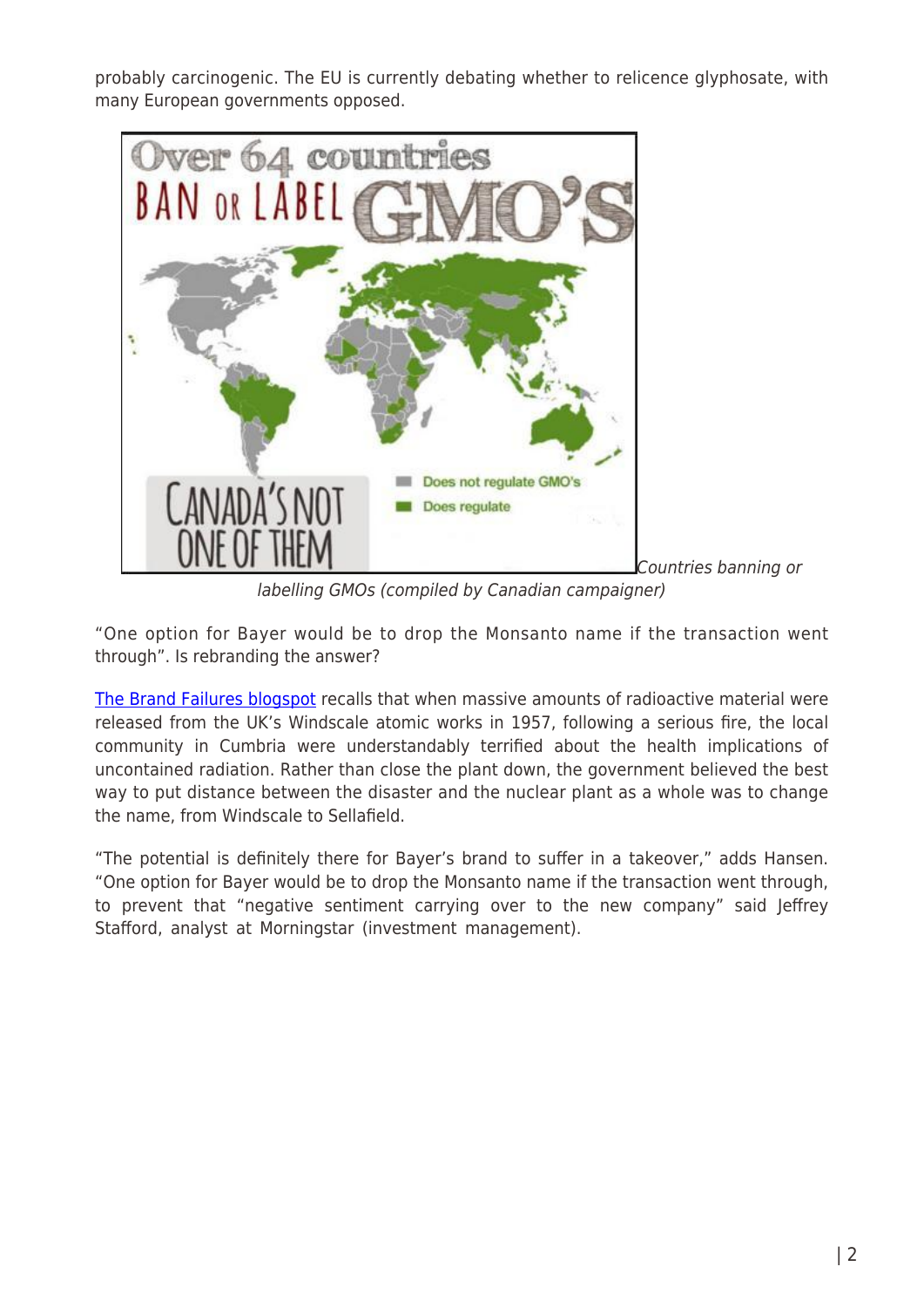probably carcinogenic. The EU is currently debating whether to relicence glyphosate, with many European governments opposed.

*Countries banning or labelling GMOs (compiled by Canadian campaigner)*

"One option for Bayer would be to drop the Monsanto name if the transaction went through". Is rebranding the answer?

[The Brand Failures blogspot](The Brand Failures blogspot) recalls that when massive amounts of radioactive material were released from the UK's Windscale atomic works in 1957, following a serious fire, the local community in Cumbria were understandably terrified about the health implications of uncontained radiation. Rather than close the plant down, the government believed the best way to put distance between the disaster and the nuclear plant as a whole was to change the name, from Windscale to Sellafield.

"The potential is definitely there for Bayer's brand to suffer in a takeover," adds Hansen. "One option for Bayer would be to drop the Monsanto name if the transaction went through, to prevent that "negative sentiment carrying over to the new company" said Jeffrey Stafford, analyst at Morningstar (investment management).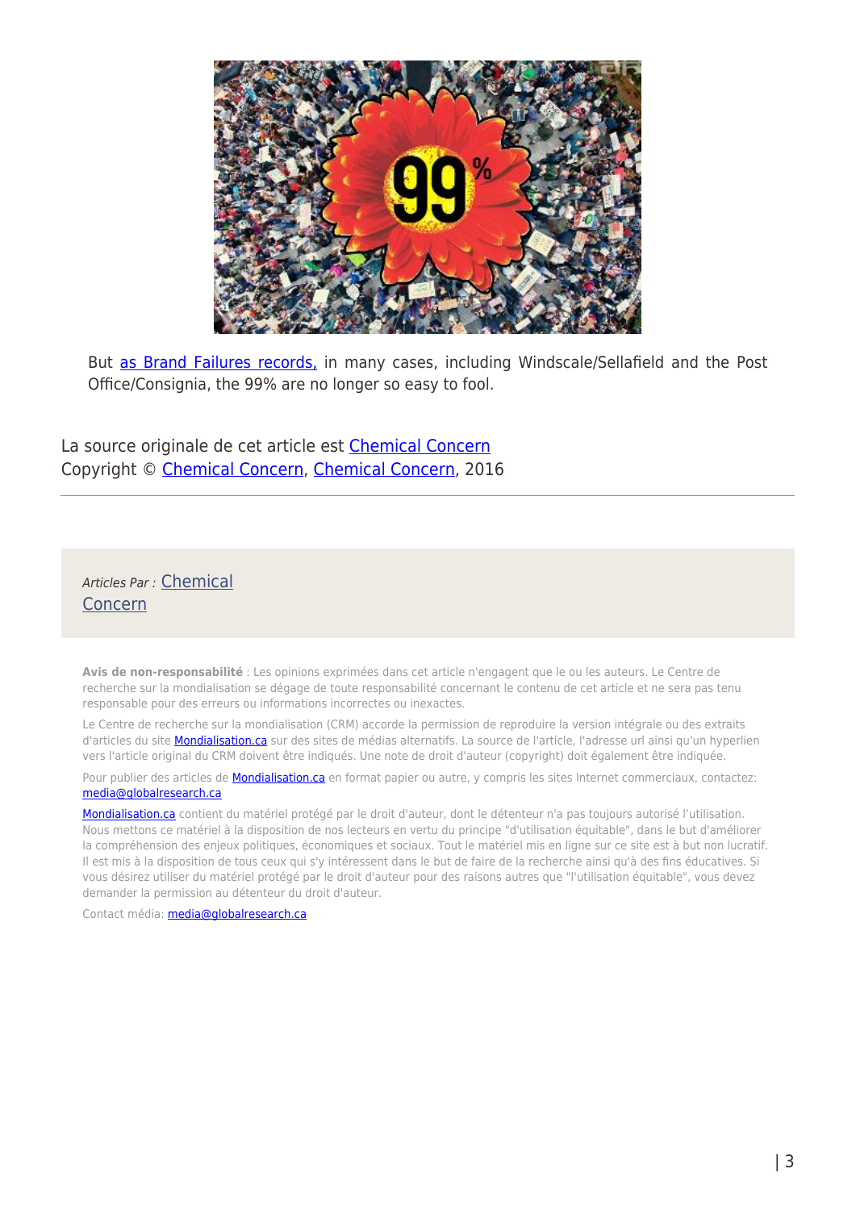But as Brand Failures records, in many cases, including Windscale/Sellafield and the Post Office/Consignia, the 99% are no longer so easy to fool.

La source originale de cet article est Chemical Concern
Copyright © Chemical Concern, Chemical Concern, 2016

---

*Articles Par :* Chemical Concern

**Avis de non-responsabilité** : Les opinions exprimées dans cet article n'engagent que le ou les auteurs. Le Centre de recherche sur la mondialisation se dégage de toute responsabilité concernant le contenu de cet article et ne sera pas tenu responsable pour des erreurs ou informations incorrectes ou inexactes.

Le Centre de recherche sur la mondialisation (CRM) accorde la permission de reproduire la version intégrale ou des extraits d'articles du site Mondialisation.ca sur des sites de médias alternatifs. La source de l'article, l'adresse url ainsi qu'un hyperlien vers l'article original du CRM doivent être indiqués. Une note de droit d'auteur (copyright) doit également être indiquée.

Pour publier des articles de Mondialisation.ca en format papier ou autre, y compris les sites Internet commerciaux, contactez: media@globalresearch.ca

Mondialisation.ca contient du matériel protégé par le droit d'auteur, dont le détenteur n'a pas toujours autorisé l'utilisation. Nous mettons ce matériel à la disposition de nos lecteurs en vertu du principe "d'utilisation équitable", dans le but d'améliorer la compréhension des enjeux politiques, économiques et sociaux. Tout le matériel mis en ligne sur ce site est à but non lucratif. Il est mis à la disposition de tous ceux qui s'y intéressent dans le but de faire de la recherche ainsi qu'à des fins éducatives. Si vous désirez utiliser du matériel protégé par le droit d'auteur pour des raisons autres que "l'utilisation équitable", vous devez demander la permission au détenteur du droit d'auteur.

Contact média: media@globalresearch.ca